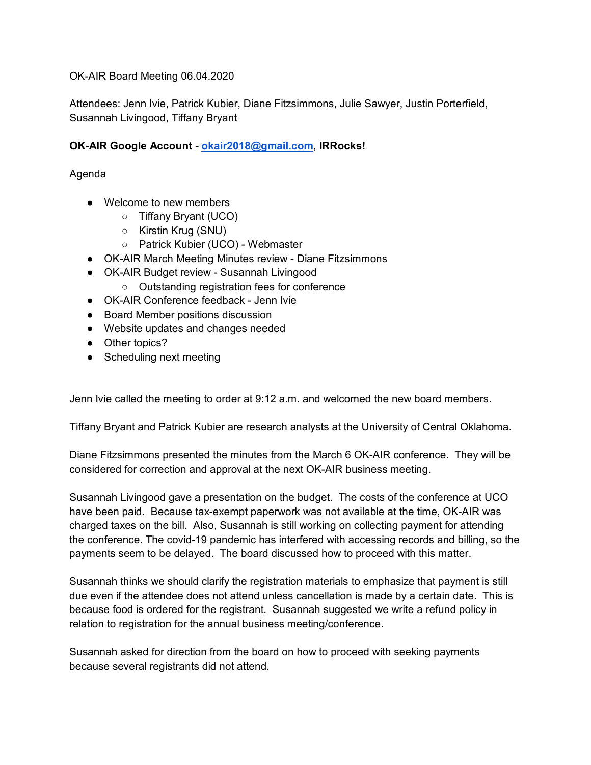OK-AIR Board Meeting 06.04.2020

Attendees: Jenn Ivie, Patrick Kubier, Diane Fitzsimmons, Julie Sawyer, Justin Porterfield, Susannah Livingood, Tiffany Bryant

**OK-AIR Google Account - okair2018@gmail.com, IRRocks!**

Agenda

- Welcome to new members
  - Tiffany Bryant (UCO)
  - Kirstin Krug (SNU)
  - Patrick Kubier (UCO) - Webmaster
- OK-AIR March Meeting Minutes review - Diane Fitzsimmons
- OK-AIR Budget review - Susannah Livingood
  - Outstanding registration fees for conference
- OK-AIR Conference feedback - Jenn Ivie
- Board Member positions discussion
- Website updates and changes needed
- Other topics?
- Scheduling next meeting

Jenn Ivie called the meeting to order at 9:12 a.m. and welcomed the new board members.

Tiffany Bryant and Patrick Kubier are research analysts at the University of Central Oklahoma.

Diane Fitzsimmons presented the minutes from the March 6 OK-AIR conference. They will be considered for correction and approval at the next OK-AIR business meeting.

Susannah Livingood gave a presentation on the budget. The costs of the conference at UCO have been paid. Because tax-exempt paperwork was not available at the time, OK-AIR was charged taxes on the bill. Also, Susannah is still working on collecting payment for attending the conference. The covid-19 pandemic has interfered with accessing records and billing, so the payments seem to be delayed. The board discussed how to proceed with this matter.

Susannah thinks we should clarify the registration materials to emphasize that payment is still due even if the attendee does not attend unless cancellation is made by a certain date. This is because food is ordered for the registrant. Susannah suggested we write a refund policy in relation to registration for the annual business meeting/conference.

Susannah asked for direction from the board on how to proceed with seeking payments because several registrants did not attend.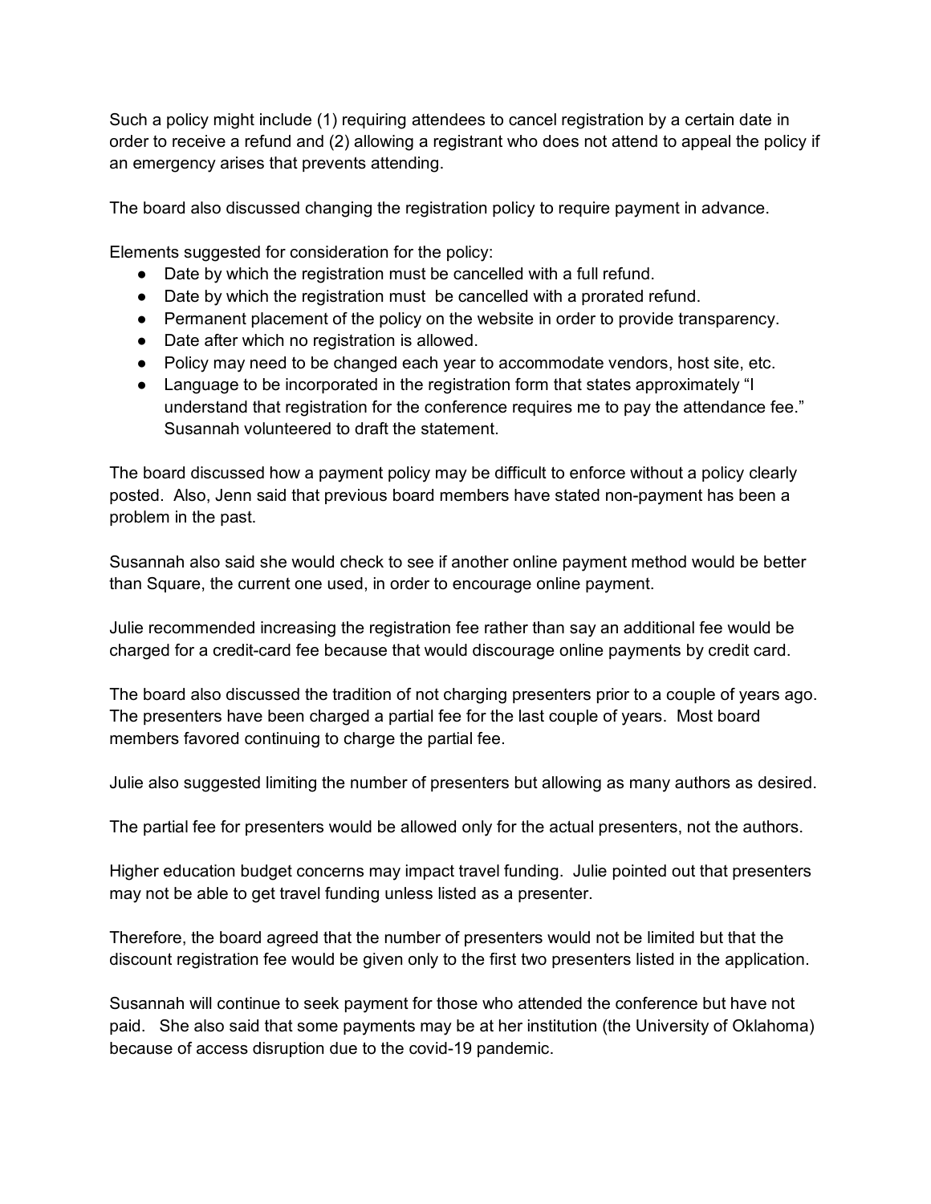Such a policy might include (1) requiring attendees to cancel registration by a certain date in order to receive a refund and (2) allowing a registrant who does not attend to appeal the policy if an emergency arises that prevents attending.

The board also discussed changing the registration policy to require payment in advance.

Elements suggested for consideration for the policy:

- Date by which the registration must be cancelled with a full refund.
- Date by which the registration must be cancelled with a prorated refund.
- Permanent placement of the policy on the website in order to provide transparency.
- Date after which no registration is allowed.
- Policy may need to be changed each year to accommodate vendors, host site, etc.
- Language to be incorporated in the registration form that states approximately "I understand that registration for the conference requires me to pay the attendance fee." Susannah volunteered to draft the statement.

The board discussed how a payment policy may be difficult to enforce without a policy clearly posted. Also, Jenn said that previous board members have stated non-payment has been a problem in the past.

Susannah also said she would check to see if another online payment method would be better than Square, the current one used, in order to encourage online payment.

Julie recommended increasing the registration fee rather than say an additional fee would be charged for a credit-card fee because that would discourage online payments by credit card.

The board also discussed the tradition of not charging presenters prior to a couple of years ago. The presenters have been charged a partial fee for the last couple of years. Most board members favored continuing to charge the partial fee.

Julie also suggested limiting the number of presenters but allowing as many authors as desired.

The partial fee for presenters would be allowed only for the actual presenters, not the authors.

Higher education budget concerns may impact travel funding. Julie pointed out that presenters may not be able to get travel funding unless listed as a presenter.

Therefore, the board agreed that the number of presenters would not be limited but that the discount registration fee would be given only to the first two presenters listed in the application.

Susannah will continue to seek payment for those who attended the conference but have not paid. She also said that some payments may be at her institution (the University of Oklahoma) because of access disruption due to the covid-19 pandemic.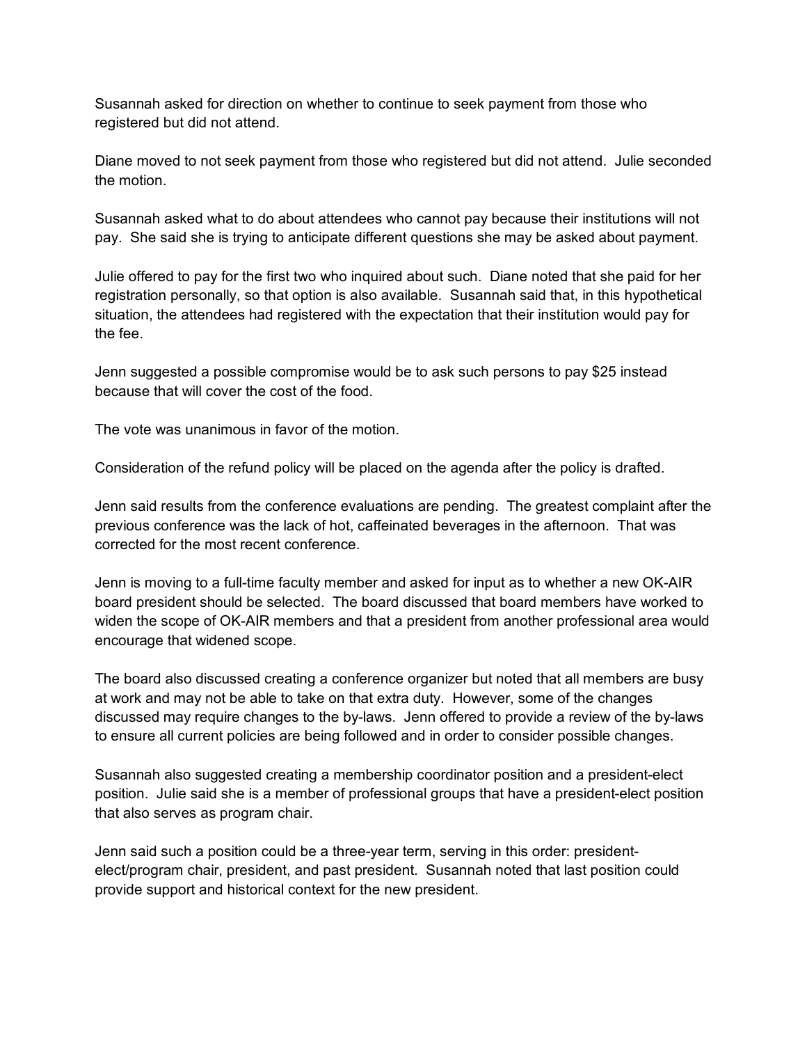Susannah asked for direction on whether to continue to seek payment from those who registered but did not attend.

Diane moved to not seek payment from those who registered but did not attend. Julie seconded the motion.

Susannah asked what to do about attendees who cannot pay because their institutions will not pay. She said she is trying to anticipate different questions she may be asked about payment.

Julie offered to pay for the first two who inquired about such. Diane noted that she paid for her registration personally, so that option is also available. Susannah said that, in this hypothetical situation, the attendees had registered with the expectation that their institution would pay for the fee.

Jenn suggested a possible compromise would be to ask such persons to pay $25 instead because that will cover the cost of the food.

The vote was unanimous in favor of the motion.

Consideration of the refund policy will be placed on the agenda after the policy is drafted.

Jenn said results from the conference evaluations are pending. The greatest complaint after the previous conference was the lack of hot, caffeinated beverages in the afternoon. That was corrected for the most recent conference.

Jenn is moving to a full-time faculty member and asked for input as to whether a new OK-AIR board president should be selected. The board discussed that board members have worked to widen the scope of OK-AIR members and that a president from another professional area would encourage that widened scope.

The board also discussed creating a conference organizer but noted that all members are busy at work and may not be able to take on that extra duty. However, some of the changes discussed may require changes to the by-laws. Jenn offered to provide a review of the by-laws to ensure all current policies are being followed and in order to consider possible changes.

Susannah also suggested creating a membership coordinator position and a president-elect position. Julie said she is a member of professional groups that have a president-elect position that also serves as program chair.

Jenn said such a position could be a three-year term, serving in this order: president-elect/program chair, president, and past president. Susannah noted that last position could provide support and historical context for the new president.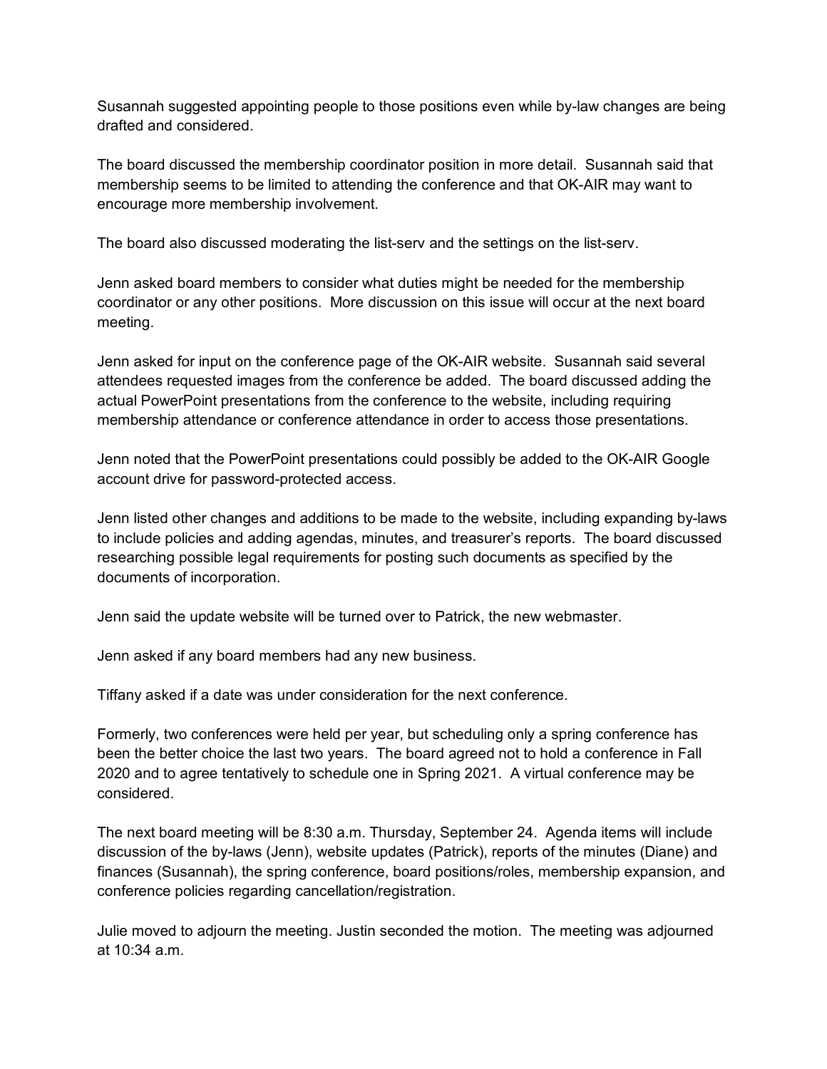Susannah suggested appointing people to those positions even while by-law changes are being drafted and considered.

The board discussed the membership coordinator position in more detail. Susannah said that membership seems to be limited to attending the conference and that OK-AIR may want to encourage more membership involvement.

The board also discussed moderating the list-serv and the settings on the list-serv.

Jenn asked board members to consider what duties might be needed for the membership coordinator or any other positions. More discussion on this issue will occur at the next board meeting.

Jenn asked for input on the conference page of the OK-AIR website. Susannah said several attendees requested images from the conference be added. The board discussed adding the actual PowerPoint presentations from the conference to the website, including requiring membership attendance or conference attendance in order to access those presentations.

Jenn noted that the PowerPoint presentations could possibly be added to the OK-AIR Google account drive for password-protected access.

Jenn listed other changes and additions to be made to the website, including expanding by-laws to include policies and adding agendas, minutes, and treasurer's reports. The board discussed researching possible legal requirements for posting such documents as specified by the documents of incorporation.

Jenn said the update website will be turned over to Patrick, the new webmaster.

Jenn asked if any board members had any new business.

Tiffany asked if a date was under consideration for the next conference.

Formerly, two conferences were held per year, but scheduling only a spring conference has been the better choice the last two years. The board agreed not to hold a conference in Fall 2020 and to agree tentatively to schedule one in Spring 2021. A virtual conference may be considered.

The next board meeting will be 8:30 a.m. Thursday, September 24. Agenda items will include discussion of the by-laws (Jenn), website updates (Patrick), reports of the minutes (Diane) and finances (Susannah), the spring conference, board positions/roles, membership expansion, and conference policies regarding cancellation/registration.

Julie moved to adjourn the meeting. Justin seconded the motion. The meeting was adjourned at 10:34 a.m.